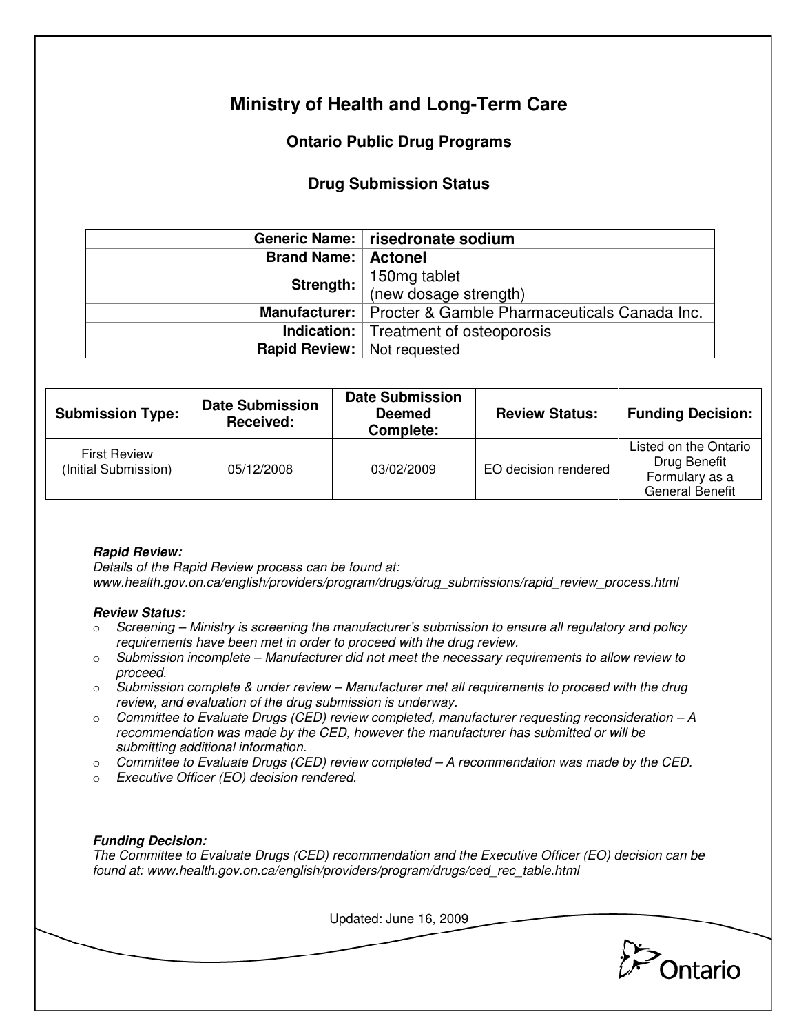# Ministry of Health and Long-Term Care

## Ontario Public Drug Programs

### Drug Submission Status

| | |
|---|---|
| **Generic Name:** | **risedronate sodium** |
| **Brand Name:** | **Actonel** |
| **Strength:** | 150mg tablet (new dosage strength) |
| **Manufacturer:** | Procter & Gamble Pharmaceuticals Canada Inc. |
| **Indication:** | Treatment of osteoporosis |
| **Rapid Review:** | Not requested |

| Submission Type: | Date Submission Received: | Date Submission Deemed Complete: | Review Status: | Funding Decision: |
|---|---|---|---|---|
| First Review (Initial Submission) | 05/12/2008 | 03/02/2009 | EO decision rendered | Listed on the Ontario Drug Benefit Formulary as a General Benefit |

***Rapid Review:***
*Details of the Rapid Review process can be found at:*
*www.health.gov.on.ca/english/providers/program/drugs/drug_submissions/rapid_review_process.html*

***Review Status:***

- *Screening – Ministry is screening the manufacturer's submission to ensure all regulatory and policy requirements have been met in order to proceed with the drug review.*
- *Submission incomplete – Manufacturer did not meet the necessary requirements to allow review to proceed.*
- *Submission complete & under review – Manufacturer met all requirements to proceed with the drug review, and evaluation of the drug submission is underway.*
- *Committee to Evaluate Drugs (CED) review completed, manufacturer requesting reconsideration – A recommendation was made by the CED, however the manufacturer has submitted or will be submitting additional information.*
- *Committee to Evaluate Drugs (CED) review completed – A recommendation was made by the CED.*
- *Executive Officer (EO) decision rendered.*

***Funding Decision:***
*The Committee to Evaluate Drugs (CED) recommendation and the Executive Officer (EO) decision can be found at: www.health.gov.on.ca/english/providers/program/drugs/ced_rec_table.html*

Updated: June 16, 2009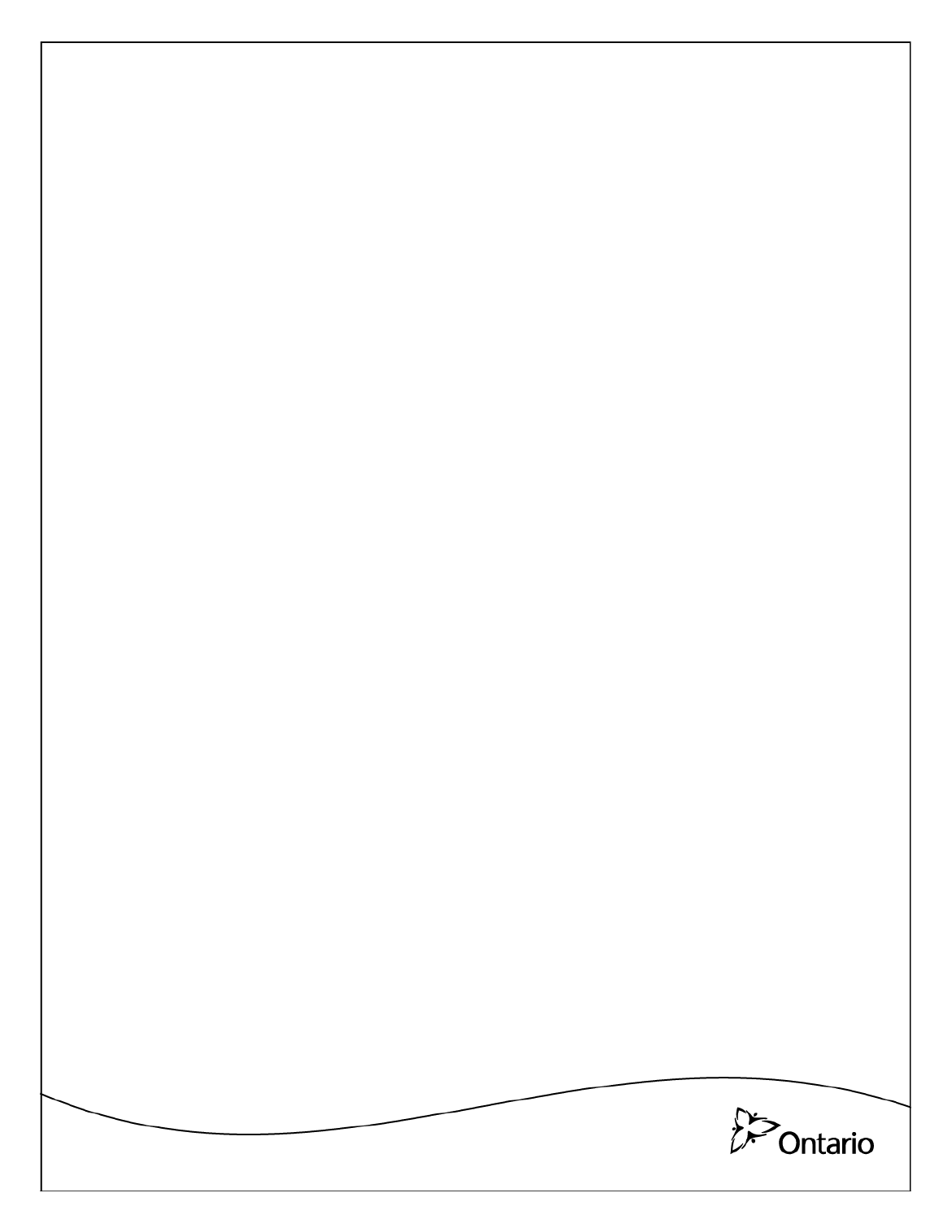Ontario